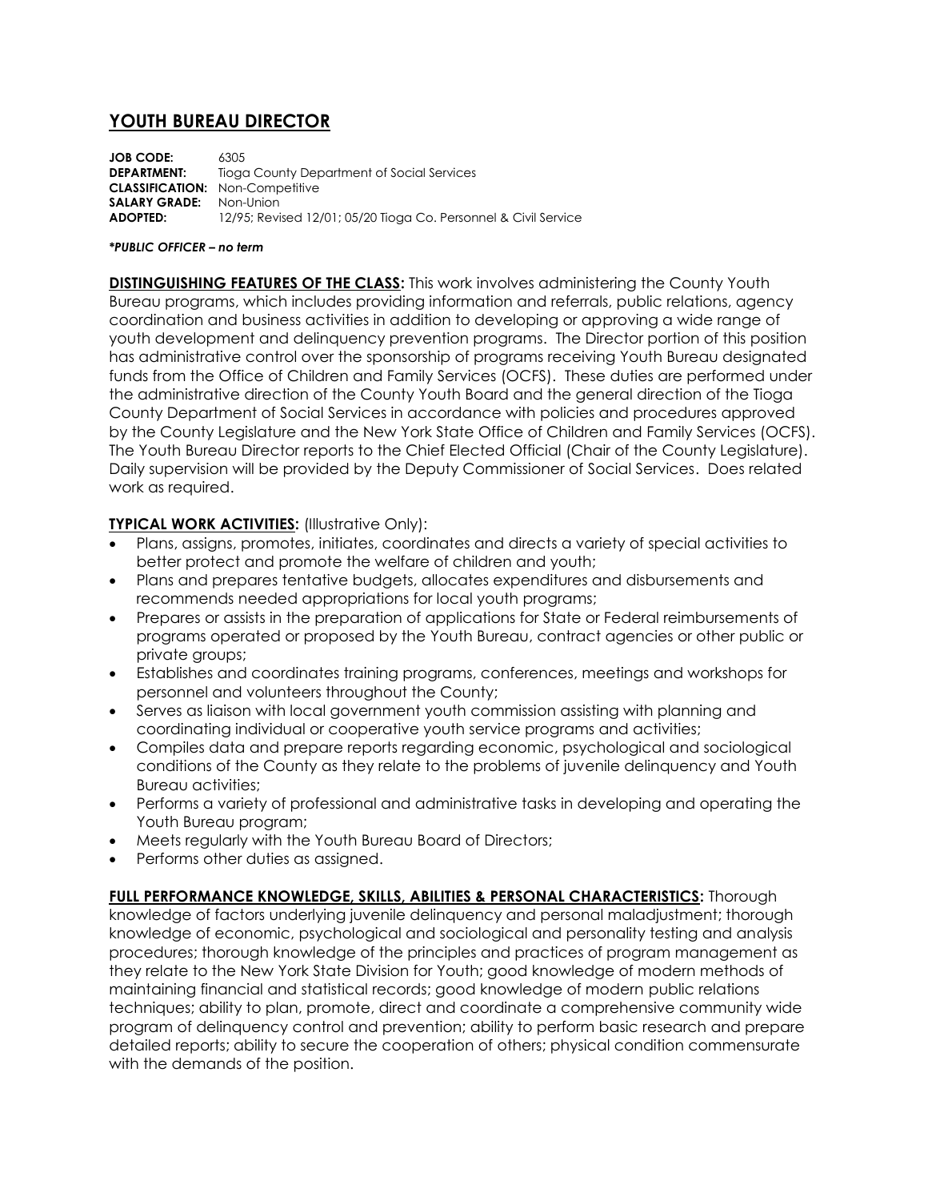# YOUTH BUREAU DIRECTOR

**JOB CODE:** 6305
**DEPARTMENT:** Tioga County Department of Social Services
**CLASSIFICATION:** Non-Competitive
**SALARY GRADE:** Non-Union
**ADOPTED:** 12/95; Revised 12/01; 05/20 Tioga Co. Personnel & Civil Service

***PUBLIC OFFICER – no term***

**DISTINGUISHING FEATURES OF THE CLASS:** This work involves administering the County Youth Bureau programs, which includes providing information and referrals, public relations, agency coordination and business activities in addition to developing or approving a wide range of youth development and delinquency prevention programs. The Director portion of this position has administrative control over the sponsorship of programs receiving Youth Bureau designated funds from the Office of Children and Family Services (OCFS). These duties are performed under the administrative direction of the County Youth Board and the general direction of the Tioga County Department of Social Services in accordance with policies and procedures approved by the County Legislature and the New York State Office of Children and Family Services (OCFS). The Youth Bureau Director reports to the Chief Elected Official (Chair of the County Legislature). Daily supervision will be provided by the Deputy Commissioner of Social Services. Does related work as required.

**TYPICAL WORK ACTIVITIES:** (Illustrative Only):

- Plans, assigns, promotes, initiates, coordinates and directs a variety of special activities to better protect and promote the welfare of children and youth;
- Plans and prepares tentative budgets, allocates expenditures and disbursements and recommends needed appropriations for local youth programs;
- Prepares or assists in the preparation of applications for State or Federal reimbursements of programs operated or proposed by the Youth Bureau, contract agencies or other public or private groups;
- Establishes and coordinates training programs, conferences, meetings and workshops for personnel and volunteers throughout the County;
- Serves as liaison with local government youth commission assisting with planning and coordinating individual or cooperative youth service programs and activities;
- Compiles data and prepare reports regarding economic, psychological and sociological conditions of the County as they relate to the problems of juvenile delinquency and Youth Bureau activities;
- Performs a variety of professional and administrative tasks in developing and operating the Youth Bureau program;
- Meets regularly with the Youth Bureau Board of Directors;
- Performs other duties as assigned.

**FULL PERFORMANCE KNOWLEDGE, SKILLS, ABILITIES & PERSONAL CHARACTERISTICS:** Thorough knowledge of factors underlying juvenile delinquency and personal maladjustment; thorough knowledge of economic, psychological and sociological and personality testing and analysis procedures; thorough knowledge of the principles and practices of program management as they relate to the New York State Division for Youth; good knowledge of modern methods of maintaining financial and statistical records; good knowledge of modern public relations techniques; ability to plan, promote, direct and coordinate a comprehensive community wide program of delinquency control and prevention; ability to perform basic research and prepare detailed reports; ability to secure the cooperation of others; physical condition commensurate with the demands of the position.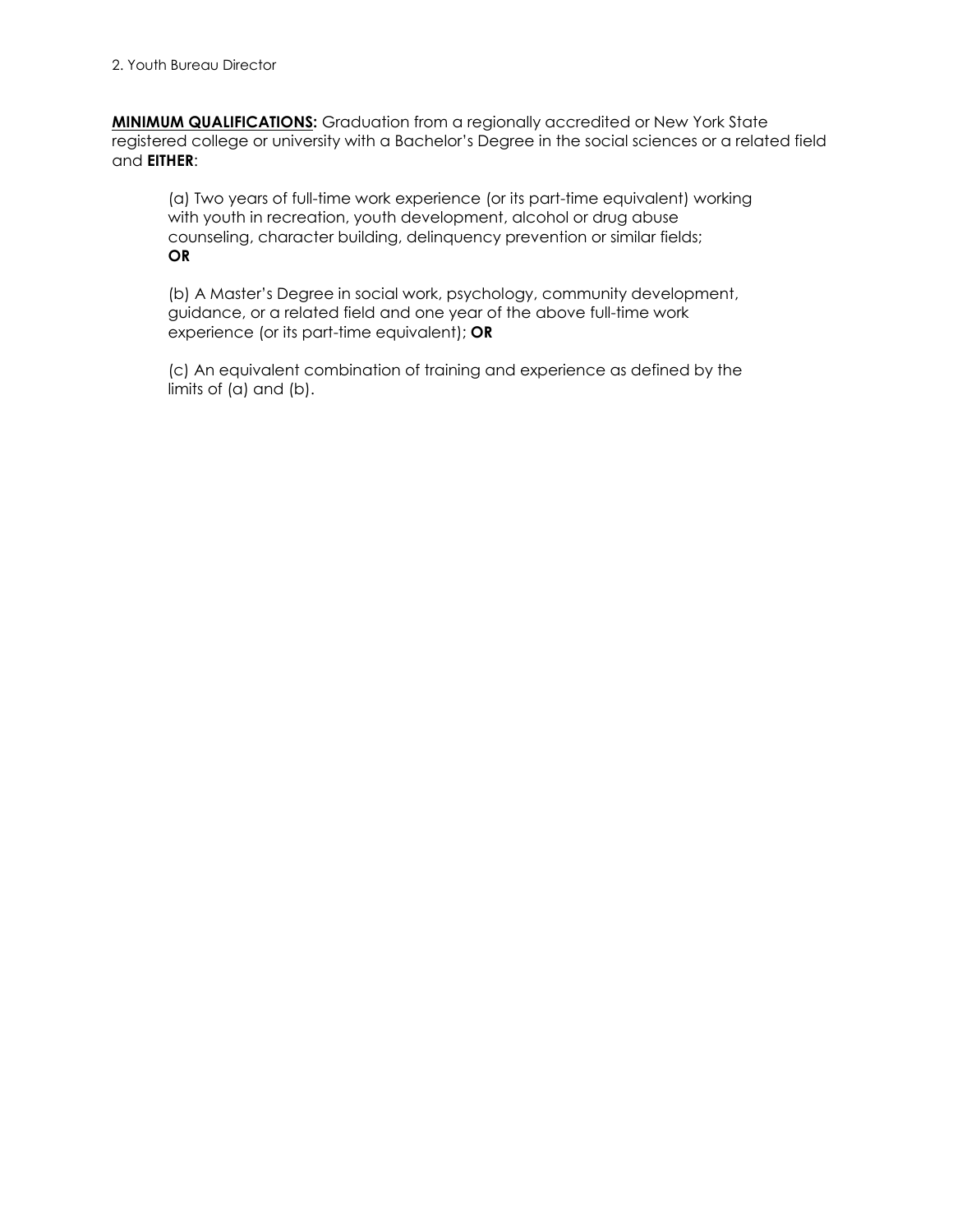**MINIMUM QUALIFICATIONS:** Graduation from a regionally accredited or New York State registered college or university with a Bachelor's Degree in the social sciences or a related field and **EITHER**:

(a) Two years of full-time work experience (or its part-time equivalent) working with youth in recreation, youth development, alcohol or drug abuse counseling, character building, delinquency prevention or similar fields; **OR**

(b) A Master's Degree in social work, psychology, community development, guidance, or a related field and one year of the above full-time work experience (or its part-time equivalent); **OR**

(c) An equivalent combination of training and experience as defined by the limits of (a) and (b).